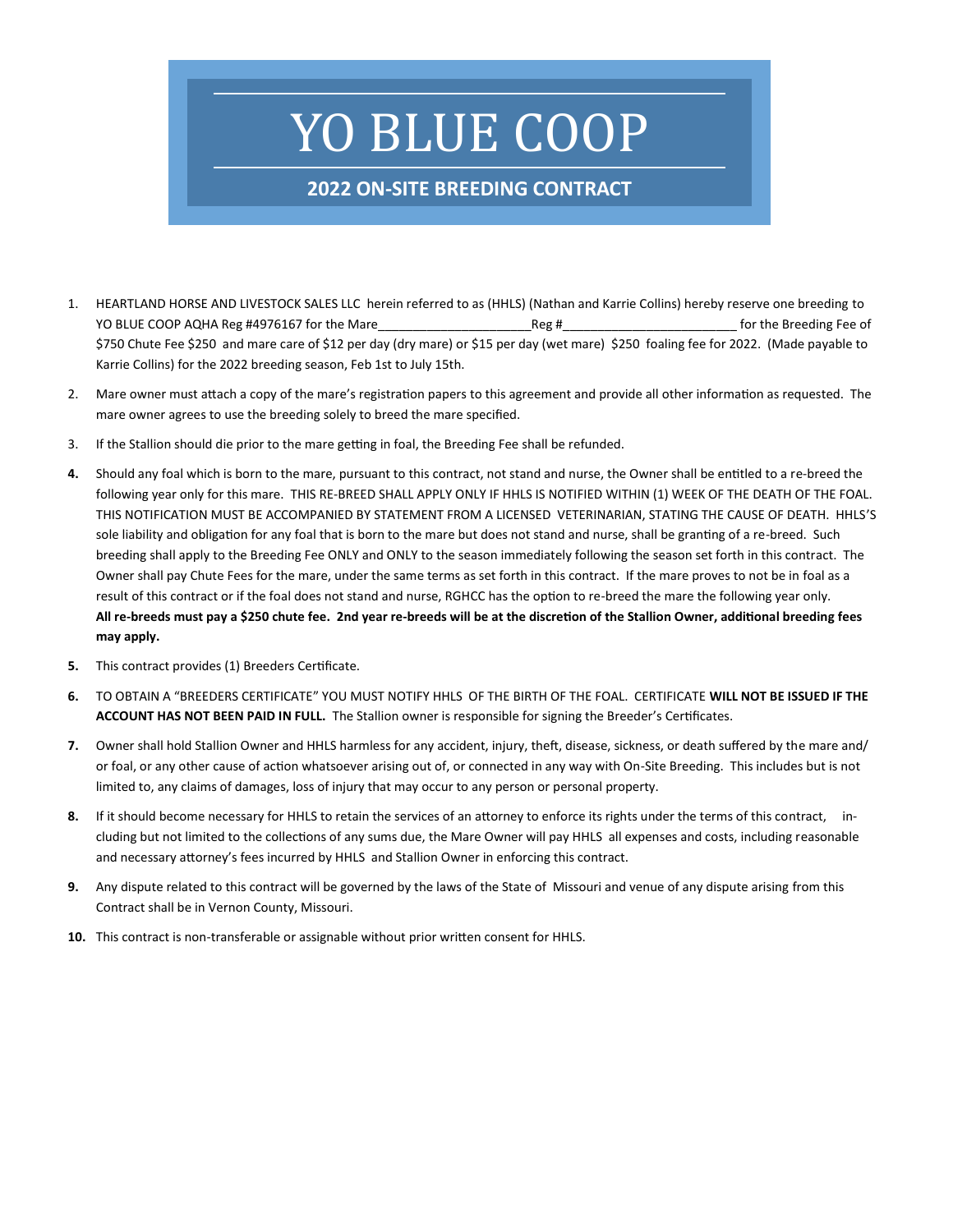# YO BLUE COOP

## 2022 ON-SITE BREEDING CONTRACT

1. HEARTLAND HORSE AND LIVESTOCK SALES LLC herein referred to as (HHLS) (Nathan and Karrie Collins) hereby reserve one breeding to YO BLUE COOP AQHA Reg #4976167 for the Mare_____________________Reg #_______________________ for the Breeding Fee of $750 Chute Fee $250 and mare care of $12 per day (dry mare) or $15 per day (wet mare) $250 foaling fee for 2022. (Made payable to Karrie Collins) for the 2022 breeding season, Feb 1st to July 15th.

2. Mare owner must attach a copy of the mare's registration papers to this agreement and provide all other information as requested. The mare owner agrees to use the breeding solely to breed the mare specified.

3. If the Stallion should die prior to the mare getting in foal, the Breeding Fee shall be refunded.

4. Should any foal which is born to the mare, pursuant to this contract, not stand and nurse, the Owner shall be entitled to a re-breed the following year only for this mare. THIS RE-BREED SHALL APPLY ONLY IF HHLS IS NOTIFIED WITHIN (1) WEEK OF THE DEATH OF THE FOAL. THIS NOTIFICATION MUST BE ACCOMPANIED BY STATEMENT FROM A LICENSED VETERINARIAN, STATING THE CAUSE OF DEATH. HHLS'S sole liability and obligation for any foal that is born to the mare but does not stand and nurse, shall be granting of a re-breed. Such breeding shall apply to the Breeding Fee ONLY and ONLY to the season immediately following the season set forth in this contract. The Owner shall pay Chute Fees for the mare, under the same terms as set forth in this contract. If the mare proves to not be in foal as a result of this contract or if the foal does not stand and nurse, RGHCC has the option to re-breed the mare the following year only. **All re-breeds must pay a $250 chute fee. 2nd year re-breeds will be at the discretion of the Stallion Owner, additional breeding fees may apply.**

5. This contract provides (1) Breeders Certificate.

6. TO OBTAIN A "BREEDERS CERTIFICATE" YOU MUST NOTIFY HHLS OF THE BIRTH OF THE FOAL. CERTIFICATE **WILL NOT BE ISSUED IF THE ACCOUNT HAS NOT BEEN PAID IN FULL.** The Stallion owner is responsible for signing the Breeder's Certificates.

7. Owner shall hold Stallion Owner and HHLS harmless for any accident, injury, theft, disease, sickness, or death suffered by the mare and/or foal, or any other cause of action whatsoever arising out of, or connected in any way with On-Site Breeding. This includes but is not limited to, any claims of damages, loss of injury that may occur to any person or personal property.

8. If it should become necessary for HHLS to retain the services of an attorney to enforce its rights under the terms of this contract, including but not limited to the collections of any sums due, the Mare Owner will pay HHLS all expenses and costs, including reasonable and necessary attorney's fees incurred by HHLS and Stallion Owner in enforcing this contract.

9. Any dispute related to this contract will be governed by the laws of the State of Missouri and venue of any dispute arising from this Contract shall be in Vernon County, Missouri.

10. This contract is non-transferable or assignable without prior written consent for HHLS.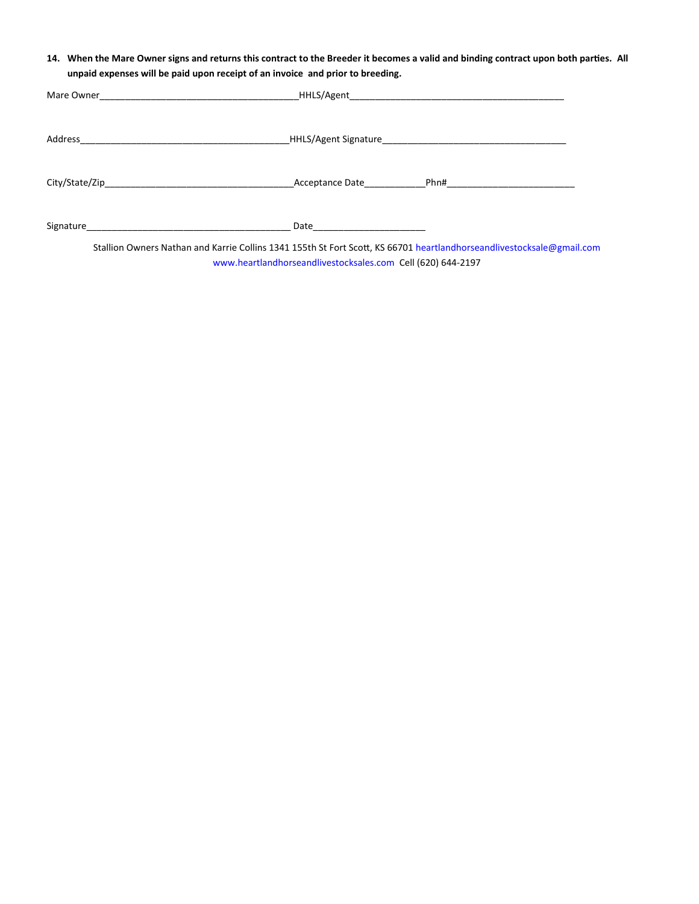14. **When the Mare Owner signs and returns this contract to the Breeder it becomes a valid and binding contract upon both parties. All unpaid expenses will be paid upon receipt of an invoice and prior to breeding.**

Mare Owner_______________________________________HHLS/Agent___________________________________________

Address__________________________________________HHLS/Agent Signature____________________________________

City/State/Zip_____________________________________Acceptance Date___________Phn#_________________________

Signature________________________________________ Date_____________________

Stallion Owners Nathan and Karrie Collins 1341 155th St Fort Scott, KS 66701 heartlandhorseandlivestocksale@gmail.com www.heartlandhorseandlivestocksales.com Cell (620) 644-2197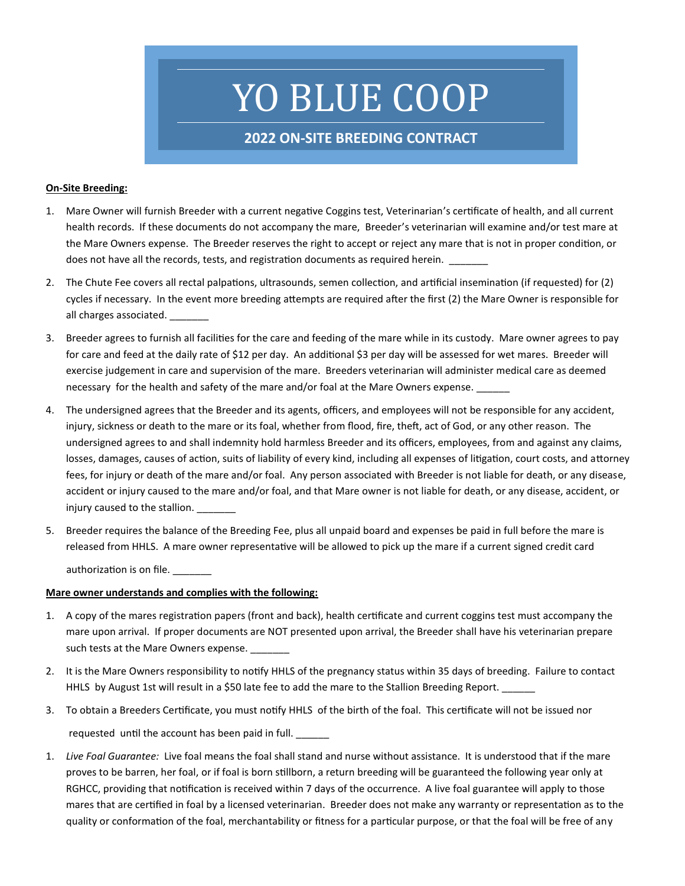# YO BLUE COOP

## 2022 ON-SITE BREEDING CONTRACT

**On-Site Breeding:**

1. Mare Owner will furnish Breeder with a current negative Coggins test, Veterinarian's certificate of health, and all current health records. If these documents do not accompany the mare, Breeder's veterinarian will examine and/or test mare at the Mare Owners expense. The Breeder reserves the right to accept or reject any mare that is not in proper condition, or does not have all the records, tests, and registration documents as required herein. _______

2. The Chute Fee covers all rectal palpations, ultrasounds, semen collection, and artificial insemination (if requested) for (2) cycles if necessary. In the event more breeding attempts are required after the first (2) the Mare Owner is responsible for all charges associated. _______

3. Breeder agrees to furnish all facilities for the care and feeding of the mare while in its custody. Mare owner agrees to pay for care and feed at the daily rate of $12 per day. An additional $3 per day will be assessed for wet mares. Breeder will exercise judgement in care and supervision of the mare. Breeders veterinarian will administer medical care as deemed necessary for the health and safety of the mare and/or foal at the Mare Owners expense. ______

4. The undersigned agrees that the Breeder and its agents, officers, and employees will not be responsible for any accident, injury, sickness or death to the mare or its foal, whether from flood, fire, theft, act of God, or any other reason. The undersigned agrees to and shall indemnity hold harmless Breeder and its officers, employees, from and against any claims, losses, damages, causes of action, suits of liability of every kind, including all expenses of litigation, court costs, and attorney fees, for injury or death of the mare and/or foal. Any person associated with Breeder is not liable for death, or any disease, accident or injury caused to the mare and/or foal, and that Mare owner is not liable for death, or any disease, accident, or injury caused to the stallion. _______

5. Breeder requires the balance of the Breeding Fee, plus all unpaid board and expenses be paid in full before the mare is released from HHLS. A mare owner representative will be allowed to pick up the mare if a current signed credit card authorization is on file. _______

**Mare owner understands and complies with the following:**

1. A copy of the mares registration papers (front and back), health certificate and current coggins test must accompany the mare upon arrival. If proper documents are NOT presented upon arrival, the Breeder shall have his veterinarian prepare such tests at the Mare Owners expense. _______

2. It is the Mare Owners responsibility to notify HHLS of the pregnancy status within 35 days of breeding. Failure to contact HHLS by August 1st will result in a $50 late fee to add the mare to the Stallion Breeding Report. ______

3. To obtain a Breeders Certificate, you must notify HHLS of the birth of the foal. This certificate will not be issued nor requested until the account has been paid in full. ______

1. *Live Foal Guarantee:* Live foal means the foal shall stand and nurse without assistance. It is understood that if the mare proves to be barren, her foal, or if foal is born stillborn, a return breeding will be guaranteed the following year only at RGHCC, providing that notification is received within 7 days of the occurrence. A live foal guarantee will apply to those mares that are certified in foal by a licensed veterinarian. Breeder does not make any warranty or representation as to the quality or conformation of the foal, merchantability or fitness for a particular purpose, or that the foal will be free of any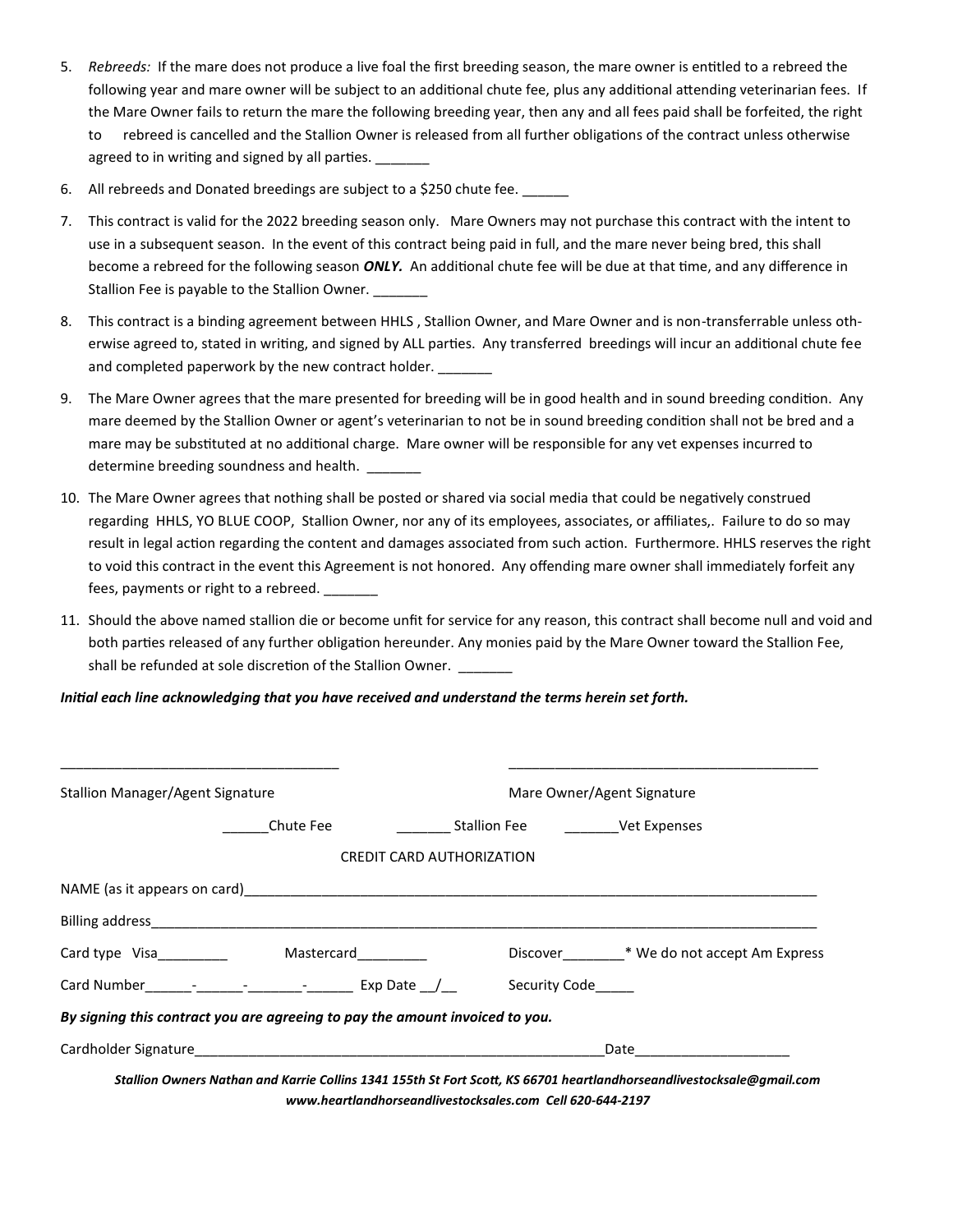5. *Rebreeds:* If the mare does not produce a live foal the first breeding season, the mare owner is entitled to a rebreed the following year and mare owner will be subject to an additional chute fee, plus any additional attending veterinarian fees. If the Mare Owner fails to return the mare the following breeding year, then any and all fees paid shall be forfeited, the right to rebreed is cancelled and the Stallion Owner is released from all further obligations of the contract unless otherwise agreed to in writing and signed by all parties. _______

6. All rebreeds and Donated breedings are subject to a $250 chute fee. ______

7. This contract is valid for the 2022 breeding season only. Mare Owners may not purchase this contract with the intent to use in a subsequent season. In the event of this contract being paid in full, and the mare never being bred, this shall become a rebreed for the following season ***ONLY.*** An additional chute fee will be due at that time, and any difference in Stallion Fee is payable to the Stallion Owner. _______

8. This contract is a binding agreement between HHLS , Stallion Owner, and Mare Owner and is non-transferrable unless otherwise agreed to, stated in writing, and signed by ALL parties. Any transferred breedings will incur an additional chute fee and completed paperwork by the new contract holder. _______

9. The Mare Owner agrees that the mare presented for breeding will be in good health and in sound breeding condition. Any mare deemed by the Stallion Owner or agent's veterinarian to not be in sound breeding condition shall not be bred and a mare may be substituted at no additional charge. Mare owner will be responsible for any vet expenses incurred to determine breeding soundness and health. _______

10. The Mare Owner agrees that nothing shall be posted or shared via social media that could be negatively construed regarding HHLS, YO BLUE COOP, Stallion Owner, nor any of its employees, associates, or affiliates,. Failure to do so may result in legal action regarding the content and damages associated from such action. Furthermore. HHLS reserves the right to void this contract in the event this Agreement is not honored. Any offending mare owner shall immediately forfeit any fees, payments or right to a rebreed. _______

11. Should the above named stallion die or become unfit for service for any reason, this contract shall become null and void and both parties released of any further obligation hereunder. Any monies paid by the Mare Owner toward the Stallion Fee, shall be refunded at sole discretion of the Stallion Owner. _______

***Initial each line acknowledging that you have received and understand the terms herein set forth.***

___________________________________ ______________________________________

Stallion Manager/Agent Signature Mare Owner/Agent Signature

______Chute Fee _______ Stallion Fee _______Vet Expenses

CREDIT CARD AUTHORIZATION

NAME (as it appears on card)_______________________________________________________________________________

Billing address_______________________________________________________________________________________

Card type Visa_________ Mastercard_________ Discover________* We do not accept Am Express

Card Number______-______-_______-______ Exp Date __/__ Security Code_____

***By signing this contract you are agreeing to pay the amount invoiced to you.***

Cardholder Signature_______________________________________________________Date____________________

***Stallion Owners Nathan and Karrie Collins 1341 155th St Fort Scott, KS 66701 heartlandhorseandlivestocksale@gmail.com***
***www.heartlandhorseandlivestocksales.com Cell 620-644-2197***